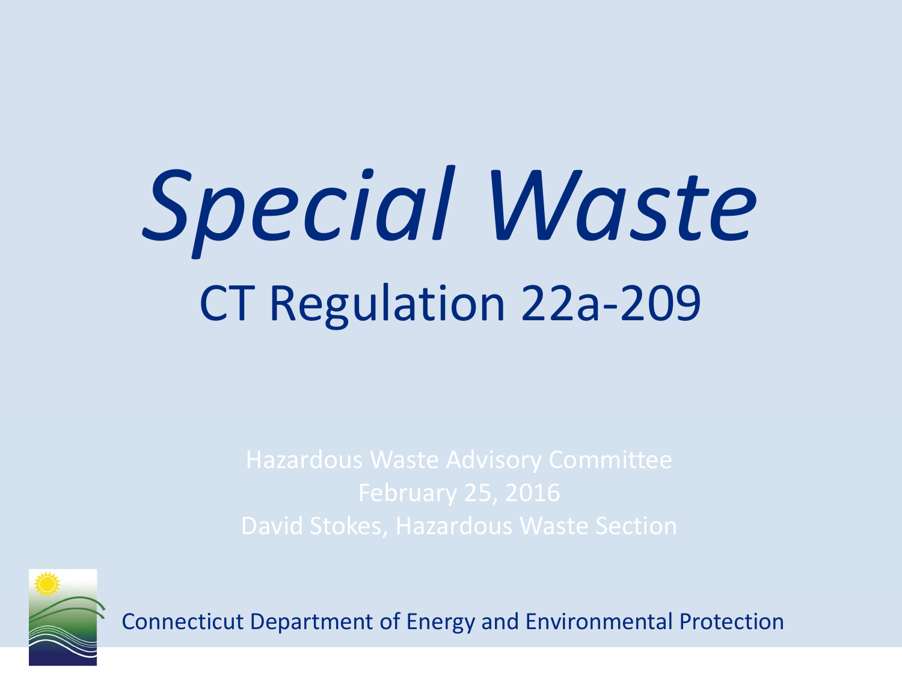# *Special Waste*

## CT Regulation 22a-209

Hazardous Waste Advisory Committee
February 25, 2016
David Stokes, Hazardous Waste Section

Connecticut Department of Energy and Environmental Protection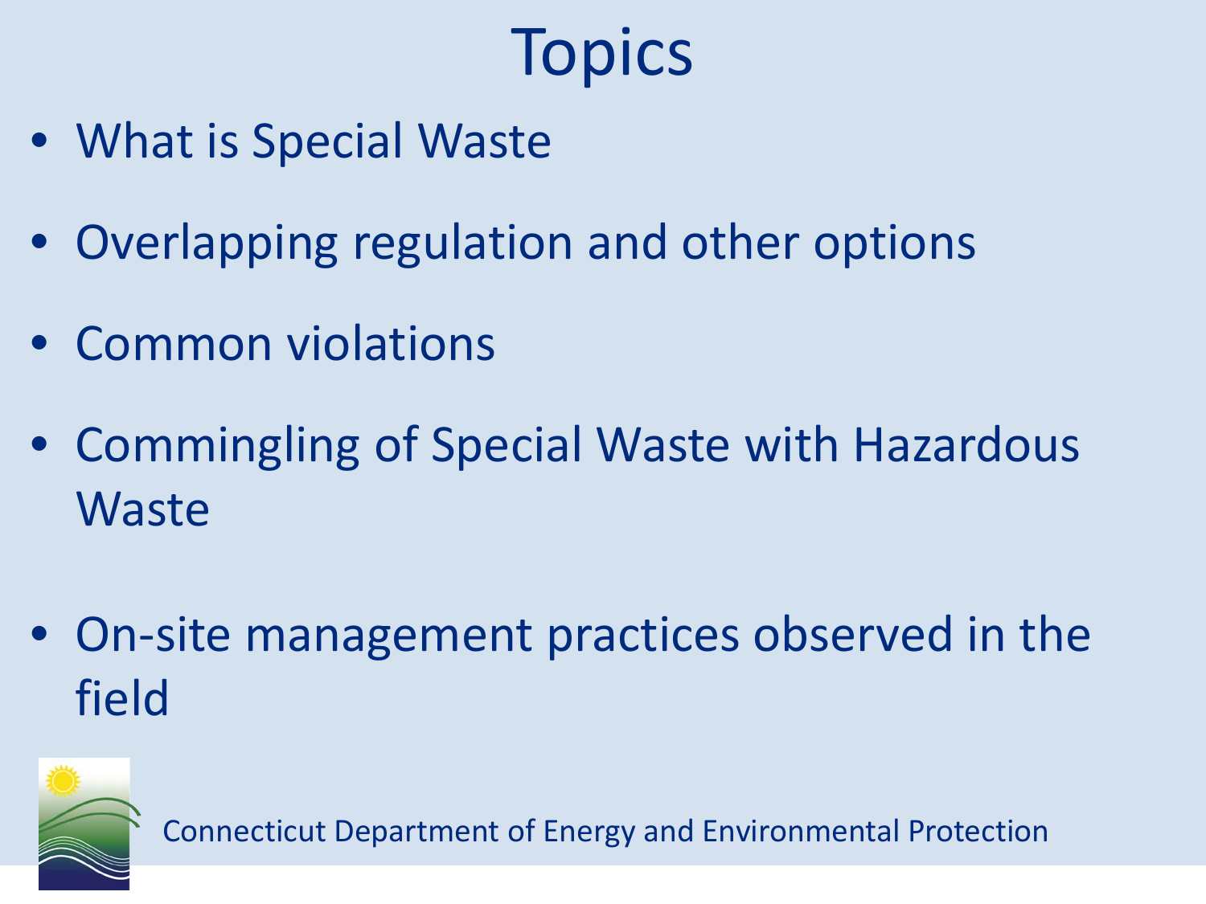# Topics

- What is Special Waste
- Overlapping regulation and other options
- Common violations
- Commingling of Special Waste with Hazardous Waste
- On-site management practices observed in the field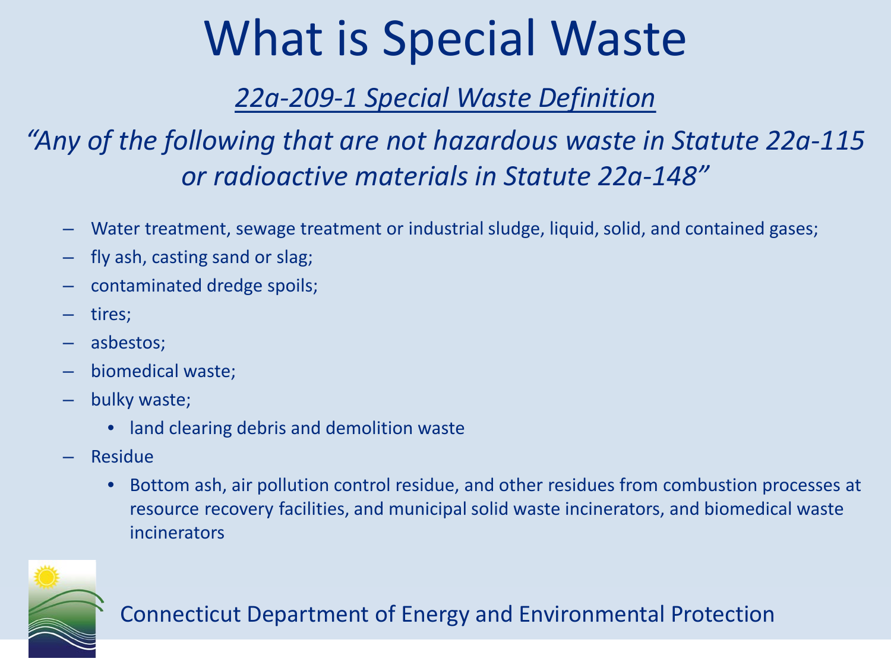# What is Special Waste

*22a-209-1 Special Waste Definition*

*"Any of the following that are not hazardous waste in Statute 22a-115 or radioactive materials in Statute 22a-148"*

- Water treatment, sewage treatment or industrial sludge, liquid, solid, and contained gases;
- fly ash, casting sand or slag;
- contaminated dredge spoils;
- tires;
- asbestos;
- biomedical waste;
- bulky waste;
  - land clearing debris and demolition waste
- Residue
  - Bottom ash, air pollution control residue, and other residues from combustion processes at resource recovery facilities, and municipal solid waste incinerators, and biomedical waste incinerators

Connecticut Department of Energy and Environmental Protection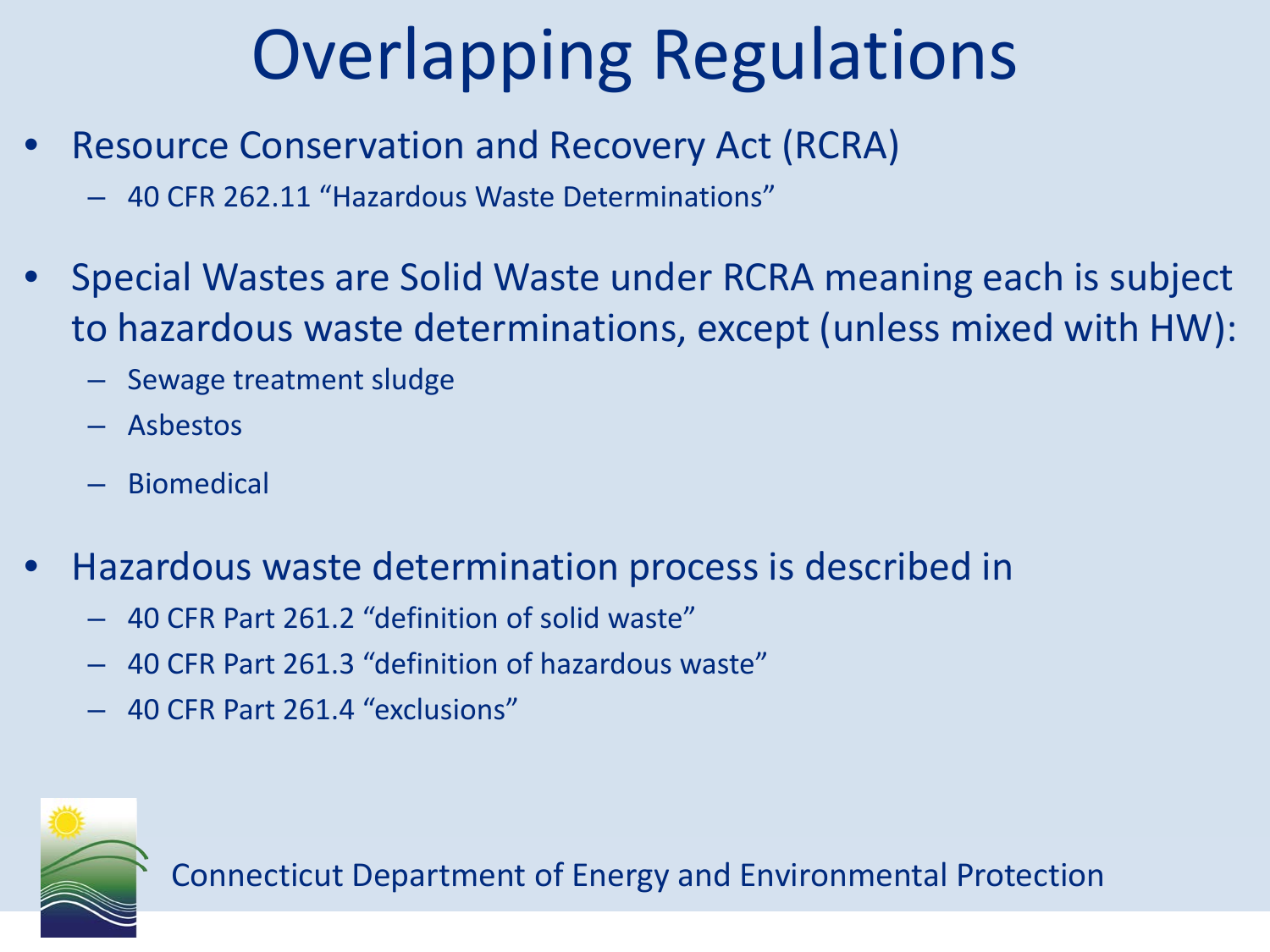# Overlapping Regulations

- Resource Conservation and Recovery Act (RCRA)
  - 40 CFR 262.11 "Hazardous Waste Determinations"
- Special Wastes are Solid Waste under RCRA meaning each is subject to hazardous waste determinations, except (unless mixed with HW):
  - Sewage treatment sludge
  - Asbestos
  - Biomedical
- Hazardous waste determination process is described in
  - 40 CFR Part 261.2 "definition of solid waste"
  - 40 CFR Part 261.3 "definition of hazardous waste"
  - 40 CFR Part 261.4 "exclusions"

Connecticut Department of Energy and Environmental Protection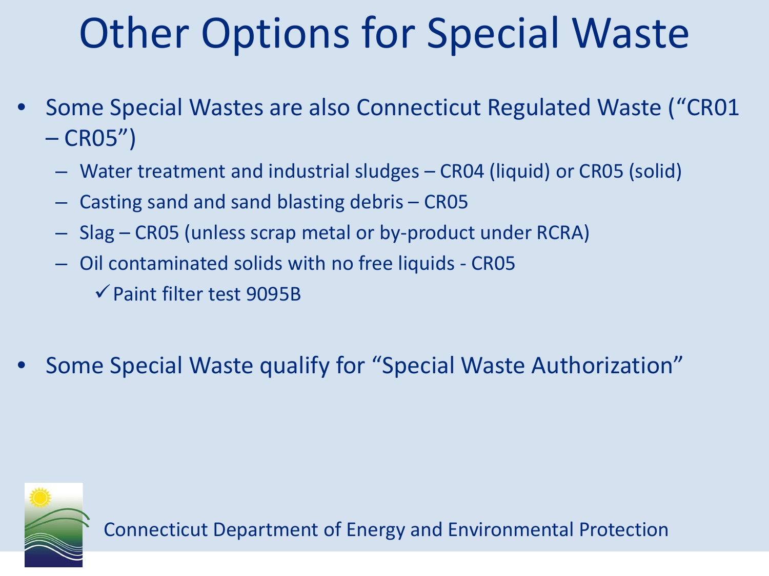# Other Options for Special Waste

- Some Special Wastes are also Connecticut Regulated Waste ("CR01 – CR05")
  - Water treatment and industrial sludges – CR04 (liquid) or CR05 (solid)
  - Casting sand and sand blasting debris – CR05
  - Slag – CR05 (unless scrap metal or by-product under RCRA)
  - Oil contaminated solids with no free liquids - CR05
    - ✓ Paint filter test 9095B
- Some Special Waste qualify for "Special Waste Authorization"

Connecticut Department of Energy and Environmental Protection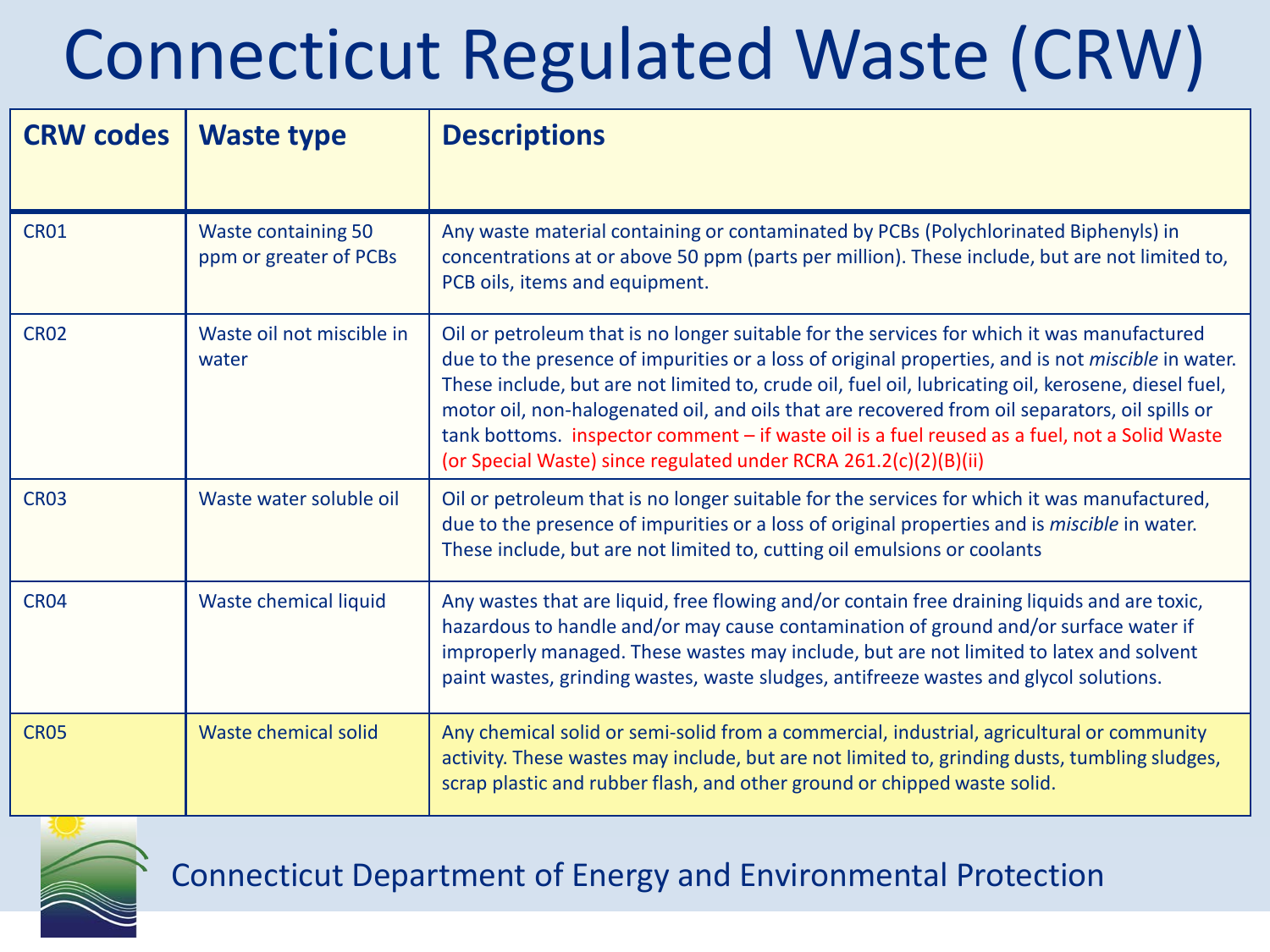# Connecticut Regulated Waste (CRW)

| CRW codes | Waste type | Descriptions |
|---|---|---|
| CR01 | Waste containing 50 ppm or greater of PCBs | Any waste material containing or contaminated by PCBs (Polychlorinated Biphenyls) in concentrations at or above 50 ppm (parts per million). These include, but are not limited to, PCB oils, items and equipment. |
| CR02 | Waste oil not miscible in water | Oil or petroleum that is no longer suitable for the services for which it was manufactured due to the presence of impurities or a loss of original properties, and is not *miscible* in water. These include, but are not limited to, crude oil, fuel oil, lubricating oil, kerosene, diesel fuel, motor oil, non-halogenated oil, and oils that are recovered from oil separators, oil spills or tank bottoms. inspector comment – if waste oil is a fuel reused as a fuel, not a Solid Waste (or Special Waste) since regulated under RCRA 261.2(c)(2)(B)(ii) |
| CR03 | Waste water soluble oil | Oil or petroleum that is no longer suitable for the services for which it was manufactured, due to the presence of impurities or a loss of original properties and is *miscible* in water. These include, but are not limited to, cutting oil emulsions or coolants |
| CR04 | Waste chemical liquid | Any wastes that are liquid, free flowing and/or contain free draining liquids and are toxic, hazardous to handle and/or may cause contamination of ground and/or surface water if improperly managed. These wastes may include, but are not limited to latex and solvent paint wastes, grinding wastes, waste sludges, antifreeze wastes and glycol solutions. |
| CR05 | Waste chemical solid | Any chemical solid or semi-solid from a commercial, industrial, agricultural or community activity. These wastes may include, but are not limited to, grinding dusts, tumbling sludges, scrap plastic and rubber flash, and other ground or chipped waste solid. |

Connecticut Department of Energy and Environmental Protection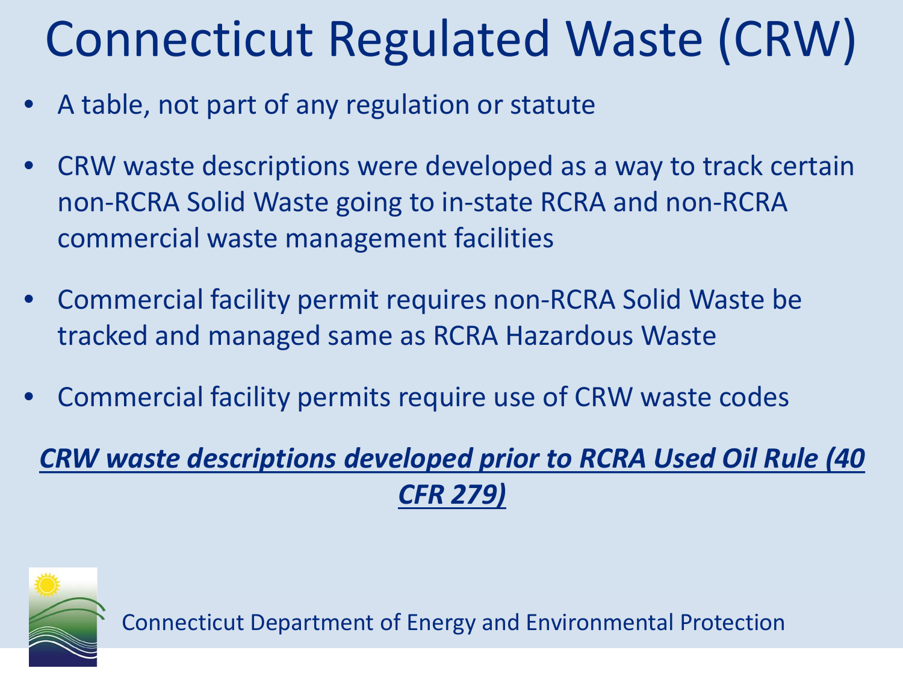# Connecticut Regulated Waste (CRW)

- A table, not part of any regulation or statute
- CRW waste descriptions were developed as a way to track certain non-RCRA Solid Waste going to in-state RCRA and non-RCRA commercial waste management facilities
- Commercial facility permit requires non-RCRA Solid Waste be tracked and managed same as RCRA Hazardous Waste
- Commercial facility permits require use of CRW waste codes

***CRW waste descriptions developed prior to RCRA Used Oil Rule (40 CFR 279)***

Connecticut Department of Energy and Environmental Protection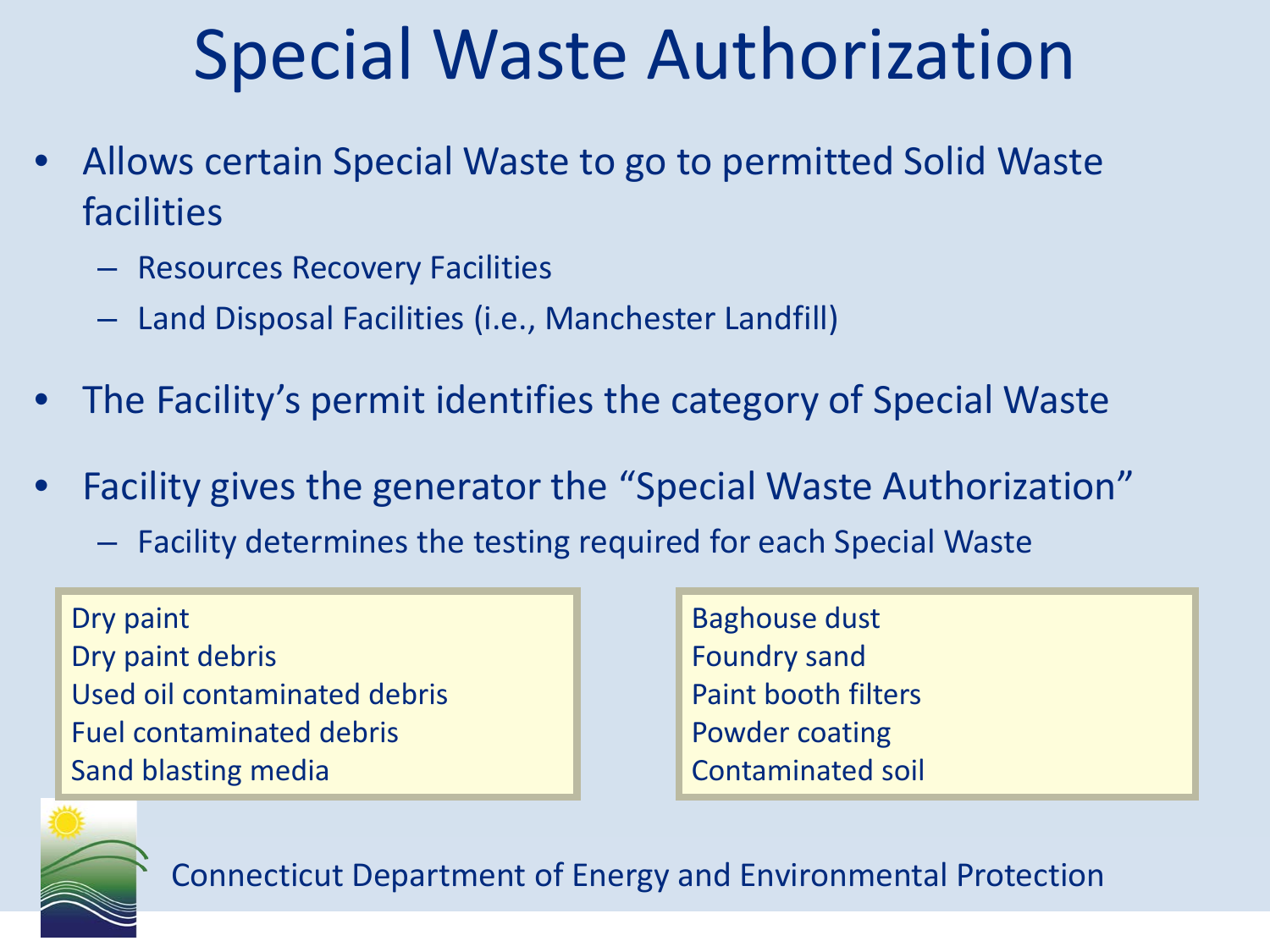# Special Waste Authorization

- Allows certain Special Waste to go to permitted Solid Waste facilities
  - Resources Recovery Facilities
  - Land Disposal Facilities (i.e., Manchester Landfill)
- The Facility's permit identifies the category of Special Waste
- Facility gives the generator the "Special Waste Authorization"
  - Facility determines the testing required for each Special Waste

Dry paint
Dry paint debris
Used oil contaminated debris
Fuel contaminated debris
Sand blasting media

Baghouse dust
Foundry sand
Paint booth filters
Powder coating
Contaminated soil

Connecticut Department of Energy and Environmental Protection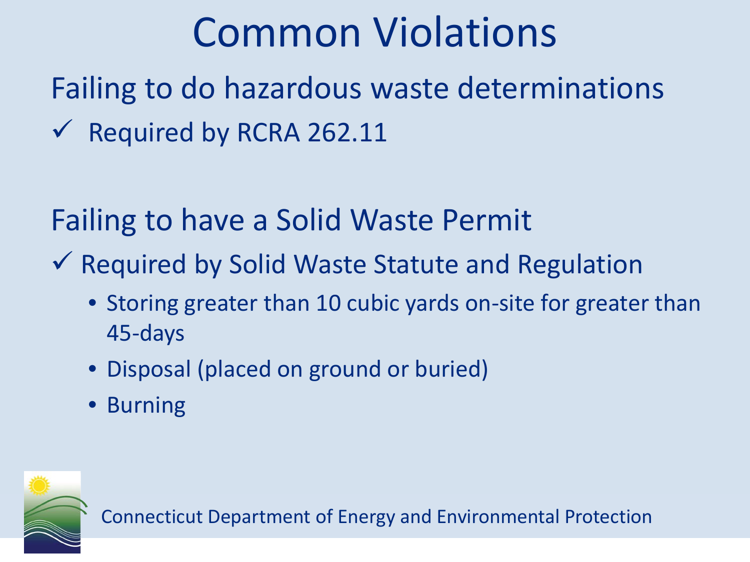# Common Violations

Failing to do hazardous waste determinations

✓ Required by RCRA 262.11

Failing to have a Solid Waste Permit

✓ Required by Solid Waste Statute and Regulation

- Storing greater than 10 cubic yards on-site for greater than 45-days
- Disposal (placed on ground or buried)
- Burning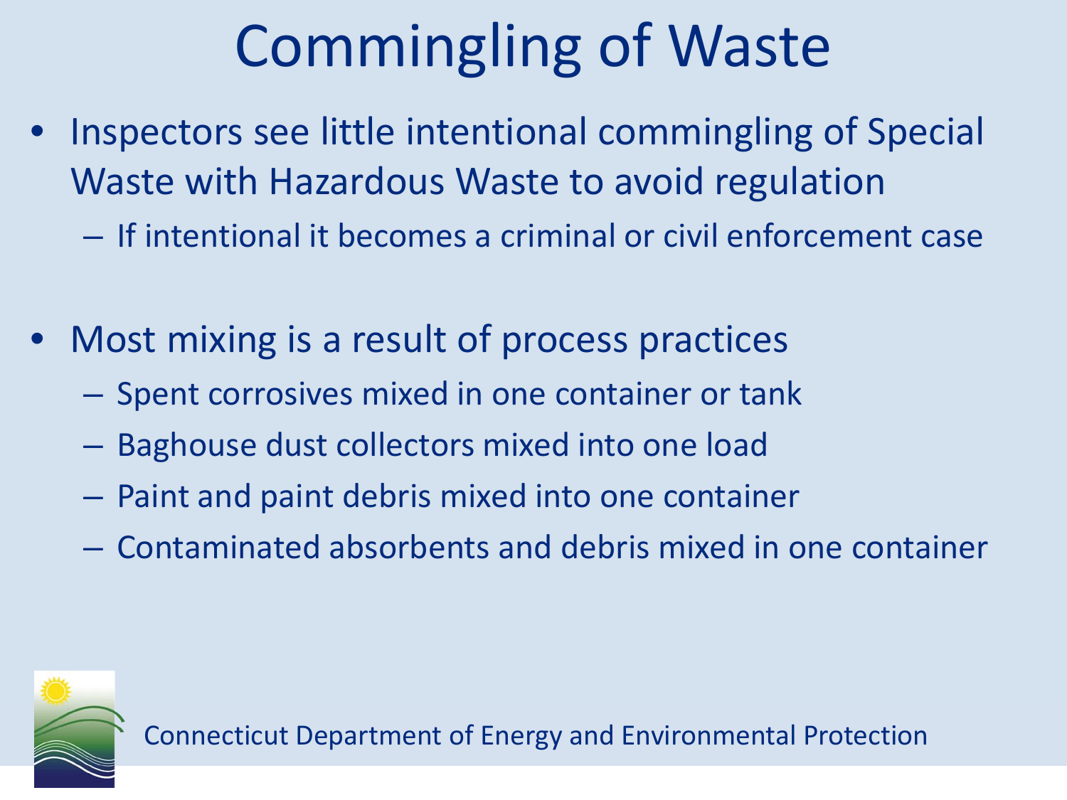# Commingling of Waste

- Inspectors see little intentional commingling of Special Waste with Hazardous Waste to avoid regulation
  - If intentional it becomes a criminal or civil enforcement case

- Most mixing is a result of process practices
  - Spent corrosives mixed in one container or tank
  - Baghouse dust collectors mixed into one load
  - Paint and paint debris mixed into one container
  - Contaminated absorbents and debris mixed in one container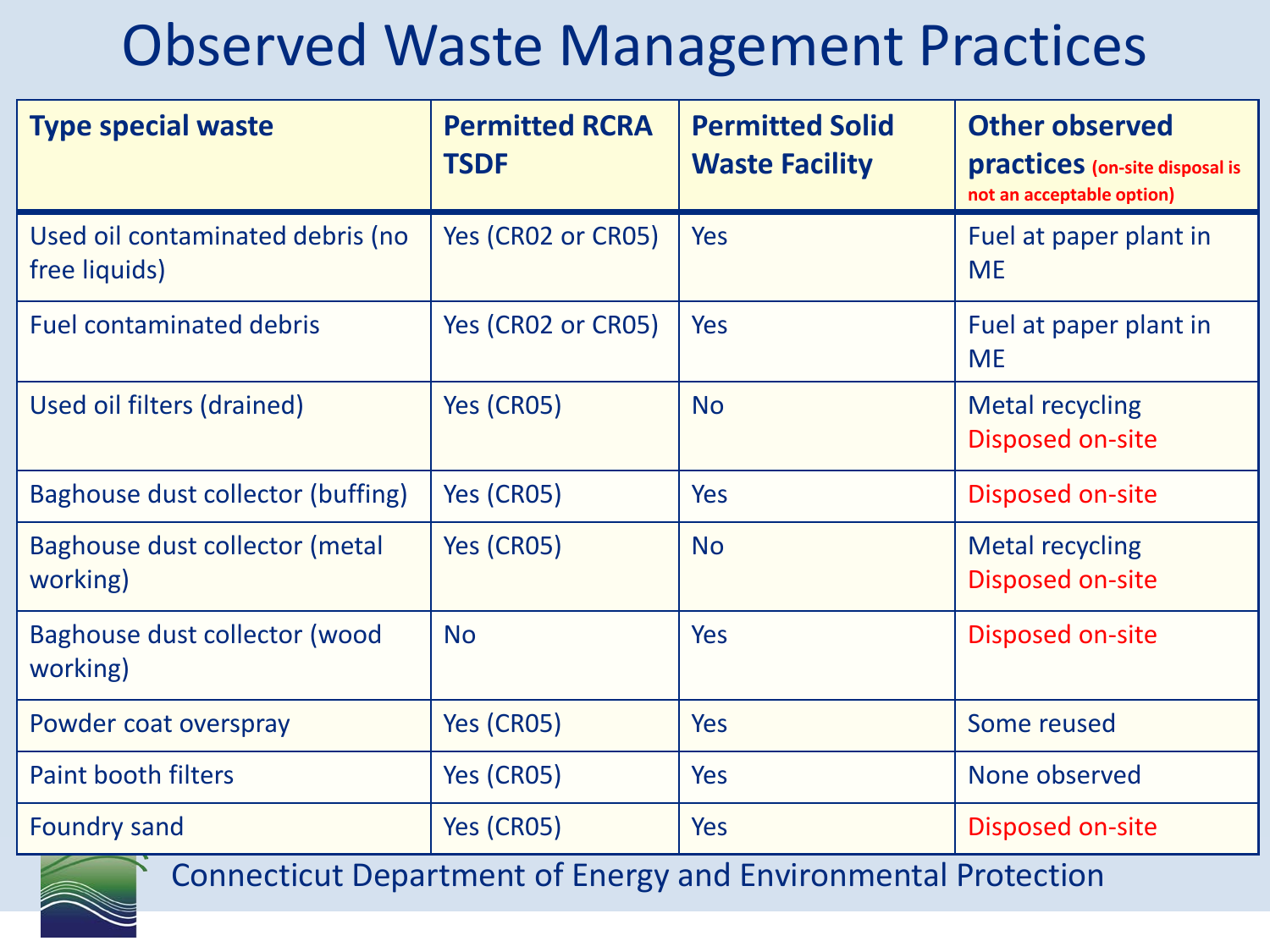# Observed Waste Management Practices

| Type special waste | Permitted RCRA TSDF | Permitted Solid Waste Facility | Other observed practices (on-site disposal is not an acceptable option) |
|---|---|---|---|
| Used oil contaminated debris (no free liquids) | Yes (CR02 or CR05) | Yes | Fuel at paper plant in ME |
| Fuel contaminated debris | Yes (CR02 or CR05) | Yes | Fuel at paper plant in ME |
| Used oil filters (drained) | Yes (CR05) | No | Metal recycling<br>Disposed on-site |
| Baghouse dust collector (buffing) | Yes (CR05) | Yes | Disposed on-site |
| Baghouse dust collector (metal working) | Yes (CR05) | No | Metal recycling<br>Disposed on-site |
| Baghouse dust collector (wood working) | No | Yes | Disposed on-site |
| Powder coat overspray | Yes (CR05) | Yes | Some reused |
| Paint booth filters | Yes (CR05) | Yes | None observed |
| Foundry sand | Yes (CR05) | Yes | Disposed on-site |

Connecticut Department of Energy and Environmental Protection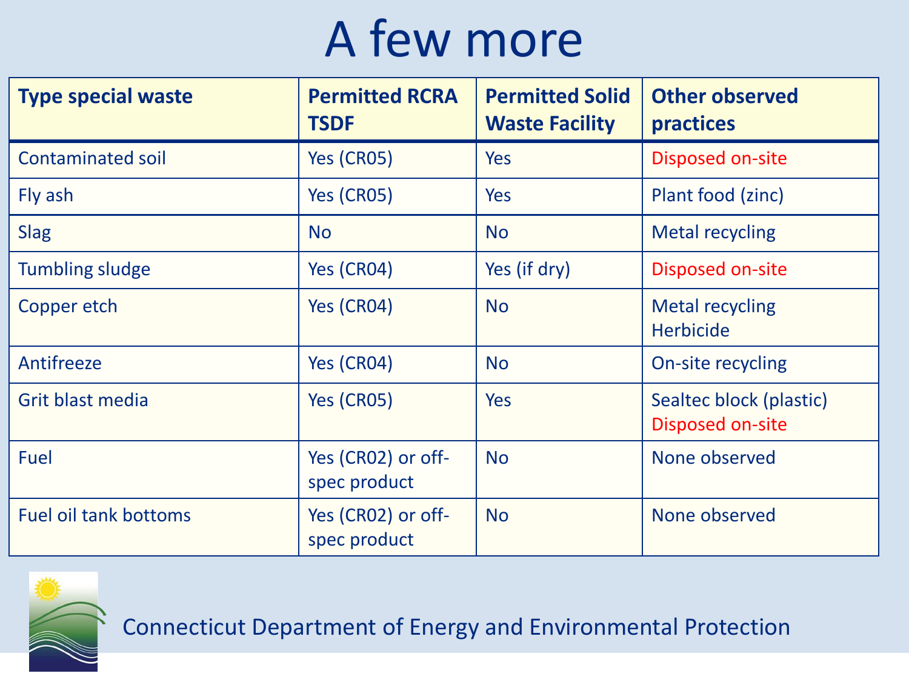# A few more

| Type special waste | Permitted RCRA TSDF | Permitted Solid Waste Facility | Other observed practices |
|---|---|---|---|
| Contaminated soil | Yes (CR05) | Yes | Disposed on-site |
| Fly ash | Yes (CR05) | Yes | Plant food (zinc) |
| Slag | No | No | Metal recycling |
| Tumbling sludge | Yes (CR04) | Yes (if dry) | Disposed on-site |
| Copper etch | Yes (CR04) | No | Metal recycling<br>Herbicide |
| Antifreeze | Yes (CR04) | No | On-site recycling |
| Grit blast media | Yes (CR05) | Yes | Sealtec block (plastic)<br>Disposed on-site |
| Fuel | Yes (CR02) or off-spec product | No | None observed |
| Fuel oil tank bottoms | Yes (CR02) or off-spec product | No | None observed |

Connecticut Department of Energy and Environmental Protection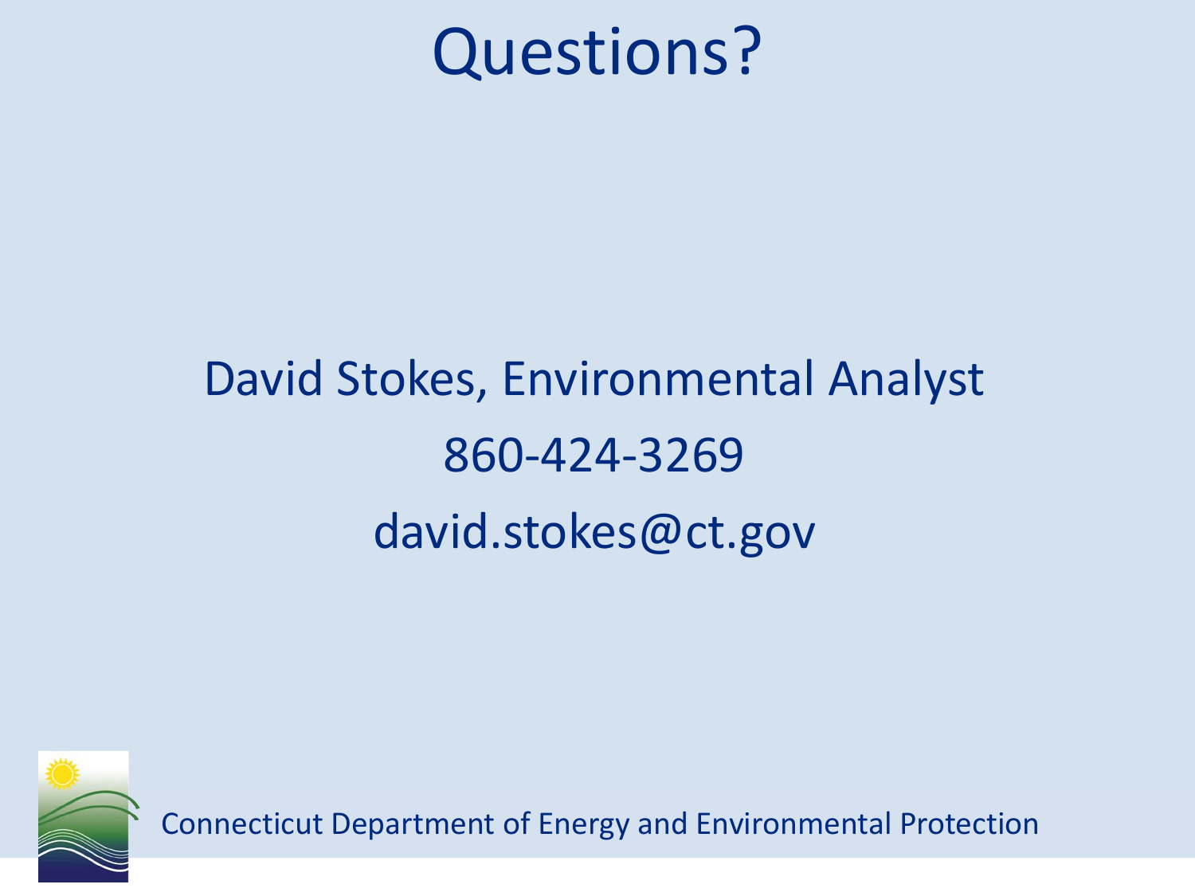# Questions?

David Stokes, Environmental Analyst

860-424-3269

david.stokes@ct.gov

Connecticut Department of Energy and Environmental Protection